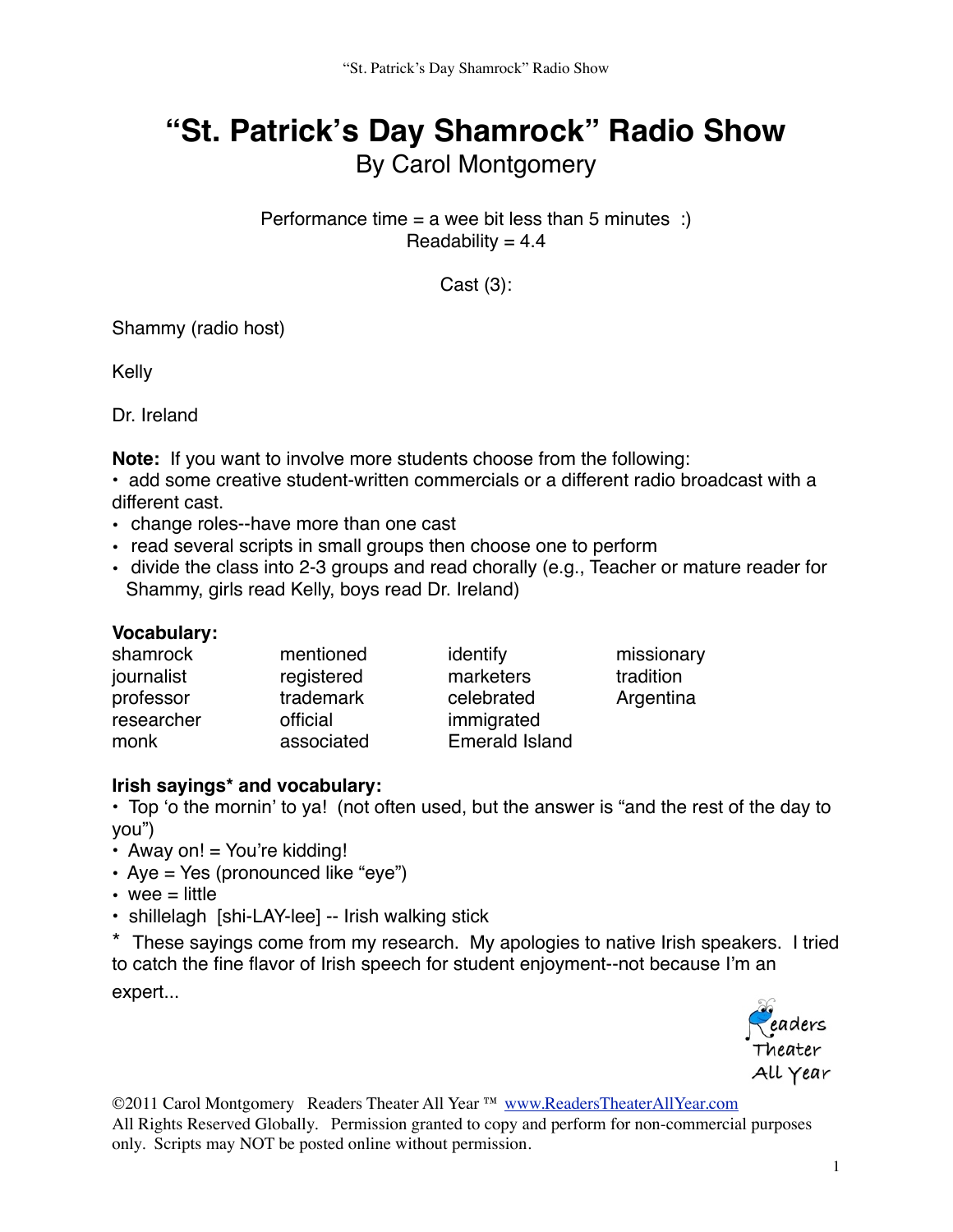# "St. Patrick's Day Shamrock" Radio Show

By Carol Montgomery

Performance time = a wee bit less than 5 minutes :)
Readability = 4.4

Cast (3):

Shammy (radio host)

Kelly

Dr. Ireland

**Note:** If you want to involve more students choose from the following:

- add some creative student-written commercials or a different radio broadcast with a different cast.
- change roles--have more than one cast
- read several scripts in small groups then choose one to perform
- divide the class into 2-3 groups and read chorally (e.g., Teacher or mature reader for Shammy, girls read Kelly, boys read Dr. Ireland)

**Vocabulary:**

| | | | |
|---|---|---|---|
| shamrock | mentioned | identify | missionary |
| journalist | registered | marketers | tradition |
| professor | trademark | celebrated | Argentina |
| researcher | official | immigrated | |
| monk | associated | Emerald Island | |

**Irish sayings* and vocabulary:**

- Top 'o the mornin' to ya! (not often used, but the answer is "and the rest of the day to you")
- Away on! = You're kidding!
- Aye = Yes (pronounced like "eye")
- wee = little
- shillelagh [shi-LAY-lee] -- Irish walking stick

* These sayings come from my research. My apologies to native Irish speakers. I tried to catch the fine flavor of Irish speech for student enjoyment--not because I'm an expert...

Readers Theater All Year

©2011 Carol Montgomery Readers Theater All Year ™ www.ReadersTheaterAllYear.com
All Rights Reserved Globally. Permission granted to copy and perform for non-commercial purposes only. Scripts may NOT be posted online without permission.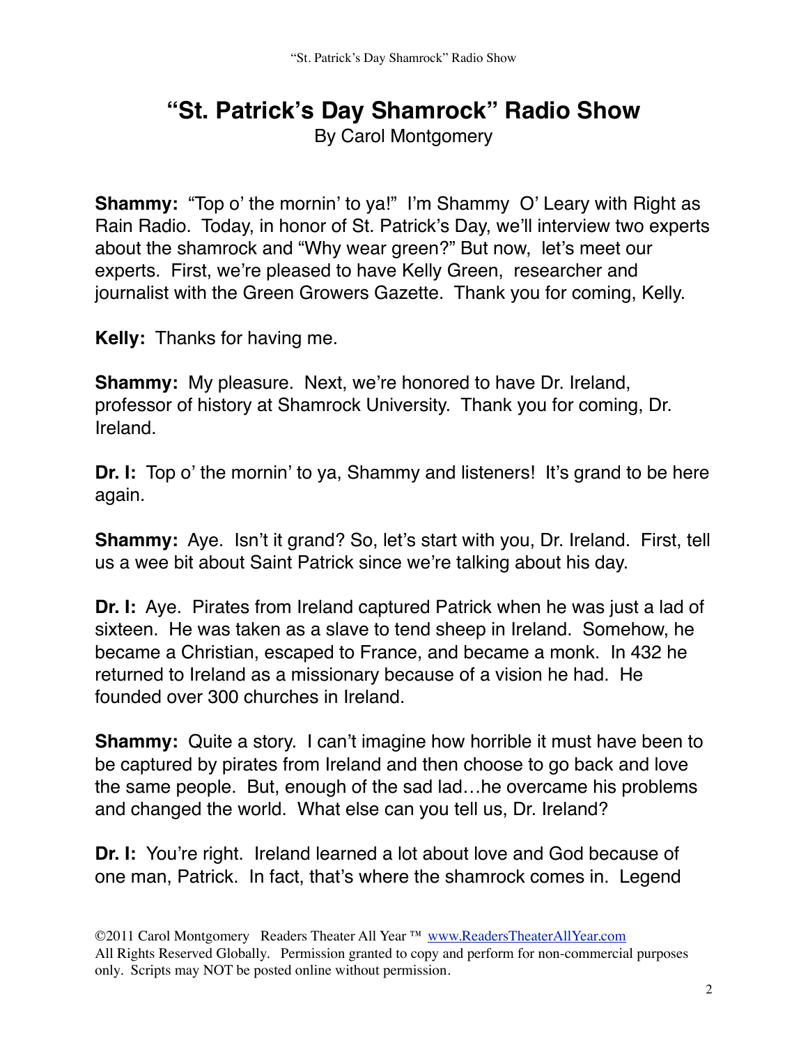# "St. Patrick's Day Shamrock" Radio Show

By Carol Montgomery

**Shammy:** "Top o' the mornin' to ya!" I'm Shammy O' Leary with Right as Rain Radio. Today, in honor of St. Patrick's Day, we'll interview two experts about the shamrock and "Why wear green?" But now, let's meet our experts. First, we're pleased to have Kelly Green, researcher and journalist with the Green Growers Gazette. Thank you for coming, Kelly.

**Kelly:** Thanks for having me.

**Shammy:** My pleasure. Next, we're honored to have Dr. Ireland, professor of history at Shamrock University. Thank you for coming, Dr. Ireland.

**Dr. I:** Top o' the mornin' to ya, Shammy and listeners! It's grand to be here again.

**Shammy:** Aye. Isn't it grand? So, let's start with you, Dr. Ireland. First, tell us a wee bit about Saint Patrick since we're talking about his day.

**Dr. I:** Aye. Pirates from Ireland captured Patrick when he was just a lad of sixteen. He was taken as a slave to tend sheep in Ireland. Somehow, he became a Christian, escaped to France, and became a monk. In 432 he returned to Ireland as a missionary because of a vision he had. He founded over 300 churches in Ireland.

**Shammy:** Quite a story. I can't imagine how horrible it must have been to be captured by pirates from Ireland and then choose to go back and love the same people. But, enough of the sad lad…he overcame his problems and changed the world. What else can you tell us, Dr. Ireland?

**Dr. I:** You're right. Ireland learned a lot about love and God because of one man, Patrick. In fact, that's where the shamrock comes in. Legend

©2011 Carol Montgomery Readers Theater All Year ™ www.ReadersTheaterAllYear.com
All Rights Reserved Globally. Permission granted to copy and perform for non-commercial purposes only. Scripts may NOT be posted online without permission.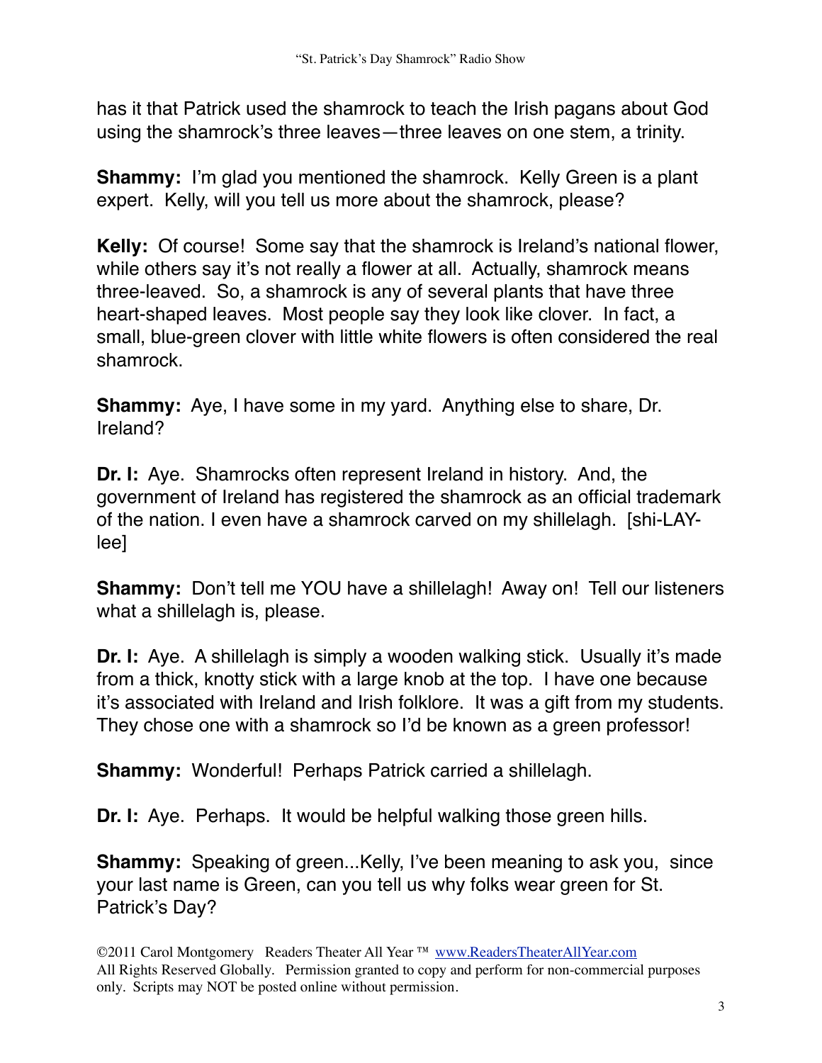has it that Patrick used the shamrock to teach the Irish pagans about God using the shamrock's three leaves—three leaves on one stem, a trinity.

**Shammy:** I'm glad you mentioned the shamrock. Kelly Green is a plant expert. Kelly, will you tell us more about the shamrock, please?

**Kelly:** Of course! Some say that the shamrock is Ireland's national flower, while others say it's not really a flower at all. Actually, shamrock means three-leaved. So, a shamrock is any of several plants that have three heart-shaped leaves. Most people say they look like clover. In fact, a small, blue-green clover with little white flowers is often considered the real shamrock.

**Shammy:** Aye, I have some in my yard. Anything else to share, Dr. Ireland?

**Dr. I:** Aye. Shamrocks often represent Ireland in history. And, the government of Ireland has registered the shamrock as an official trademark of the nation. I even have a shamrock carved on my shillelagh. [shi-LAY-lee]

**Shammy:** Don't tell me YOU have a shillelagh! Away on! Tell our listeners what a shillelagh is, please.

**Dr. I:** Aye. A shillelagh is simply a wooden walking stick. Usually it's made from a thick, knotty stick with a large knob at the top. I have one because it's associated with Ireland and Irish folklore. It was a gift from my students. They chose one with a shamrock so I'd be known as a green professor!

**Shammy:** Wonderful! Perhaps Patrick carried a shillelagh.

**Dr. I:** Aye. Perhaps. It would be helpful walking those green hills.

**Shammy:** Speaking of green...Kelly, I've been meaning to ask you, since your last name is Green, can you tell us why folks wear green for St. Patrick's Day?

©2011 Carol Montgomery Readers Theater All Year ™ www.ReadersTheaterAllYear.com
All Rights Reserved Globally. Permission granted to copy and perform for non-commercial purposes only. Scripts may NOT be posted online without permission.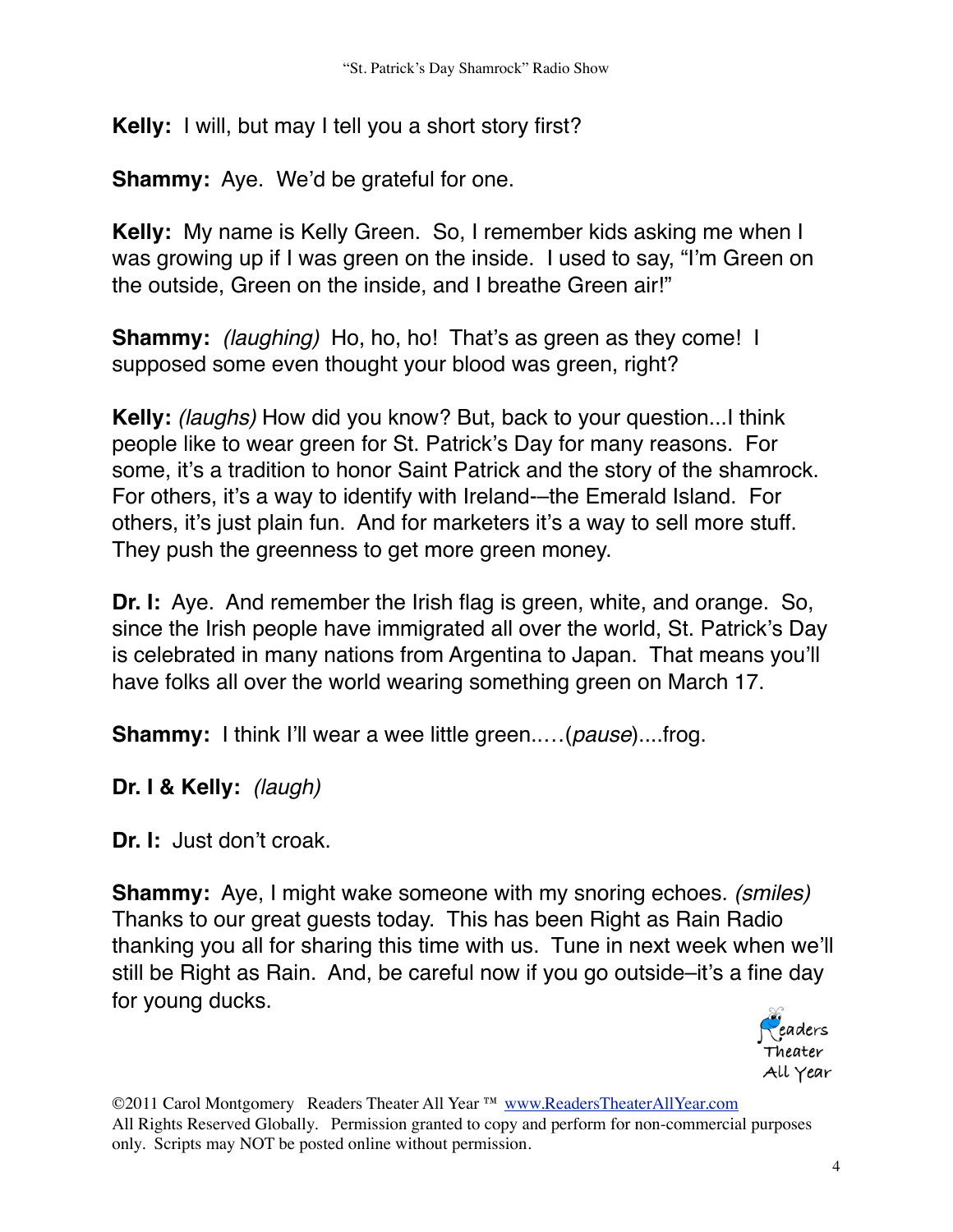**Kelly:** I will, but may I tell you a short story first?

**Shammy:** Aye. We'd be grateful for one.

**Kelly:** My name is Kelly Green. So, I remember kids asking me when I was growing up if I was green on the inside. I used to say, "I'm Green on the outside, Green on the inside, and I breathe Green air!"

**Shammy:** *(laughing)* Ho, ho, ho! That's as green as they come! I supposed some even thought your blood was green, right?

**Kelly:** *(laughs)* How did you know? But, back to your question...I think people like to wear green for St. Patrick's Day for many reasons. For some, it's a tradition to honor Saint Patrick and the story of the shamrock. For others, it's a way to identify with Ireland-–the Emerald Island. For others, it's just plain fun. And for marketers it's a way to sell more stuff. They push the greenness to get more green money.

**Dr. I:** Aye. And remember the Irish flag is green, white, and orange. So, since the Irish people have immigrated all over the world, St. Patrick's Day is celebrated in many nations from Argentina to Japan. That means you'll have folks all over the world wearing something green on March 17.

**Shammy:** I think I'll wear a wee little green..…(*pause*)....frog.

**Dr. I & Kelly:** *(laugh)*

**Dr. I:** Just don't croak.

**Shammy:** Aye, I might wake someone with my snoring echoes. *(smiles)* Thanks to our great guests today. This has been Right as Rain Radio thanking you all for sharing this time with us. Tune in next week when we'll still be Right as Rain. And, be careful now if you go outside–it's a fine day for young ducks.

©2011 Carol Montgomery Readers Theater All Year ™ www.ReadersTheaterAllYear.com
All Rights Reserved Globally. Permission granted to copy and perform for non-commercial purposes only. Scripts may NOT be posted online without permission.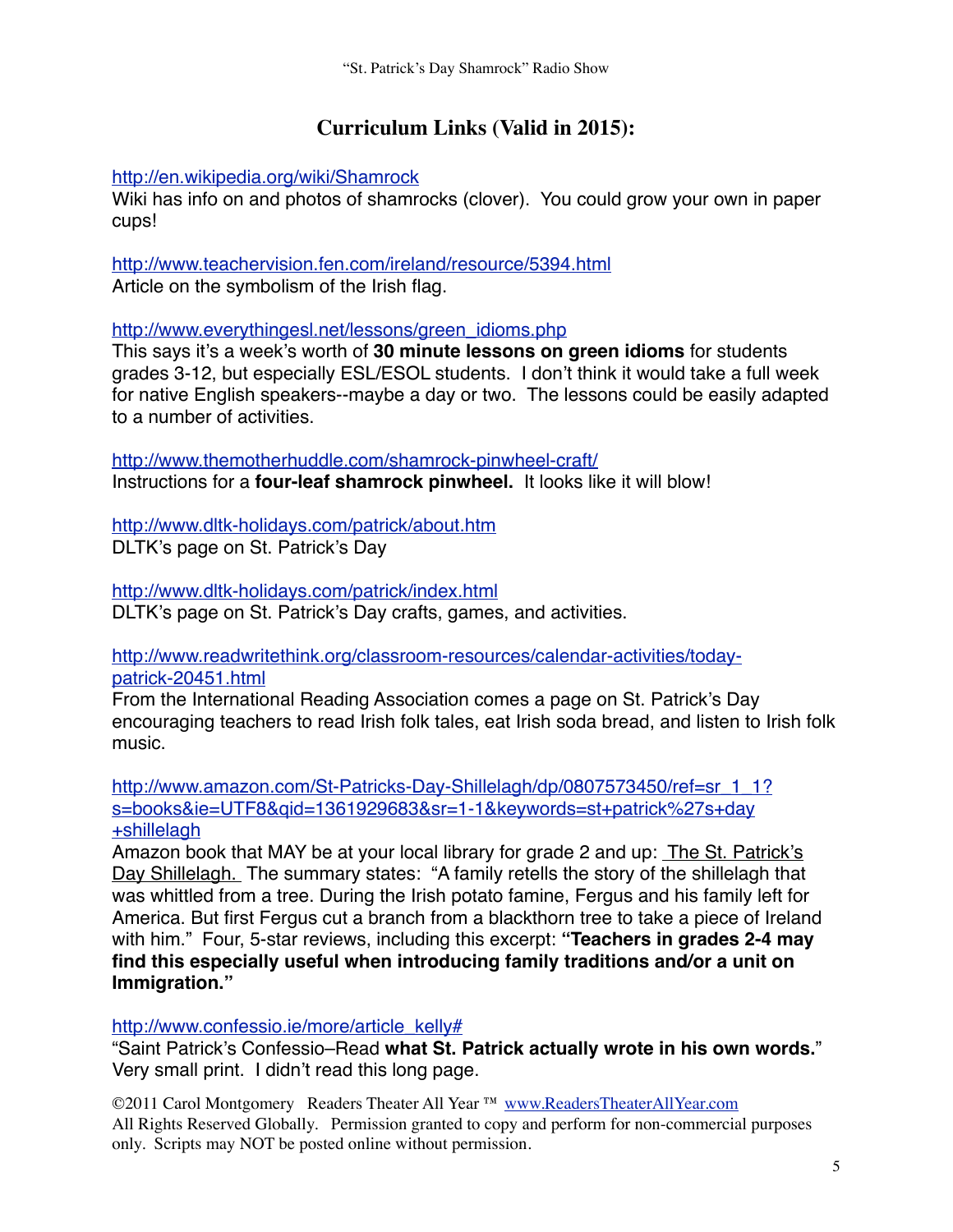## Curriculum Links (Valid in 2015):

http://en.wikipedia.org/wiki/Shamrock
Wiki has info on and photos of shamrocks (clover). You could grow your own in paper cups!

http://www.teachervision.fen.com/ireland/resource/5394.html
Article on the symbolism of the Irish flag.

http://www.everythingesl.net/lessons/green_idioms.php
This says it's a week's worth of **30 minute lessons on green idioms** for students grades 3-12, but especially ESL/ESOL students. I don't think it would take a full week for native English speakers--maybe a day or two. The lessons could be easily adapted to a number of activities.

http://www.themotherhuddle.com/shamrock-pinwheel-craft/
Instructions for a **four-leaf shamrock pinwheel.** It looks like it will blow!

http://www.dltk-holidays.com/patrick/about.htm
DLTK's page on St. Patrick's Day

http://www.dltk-holidays.com/patrick/index.html
DLTK's page on St. Patrick's Day crafts, games, and activities.

http://www.readwritethink.org/classroom-resources/calendar-activities/today-patrick-20451.html
From the International Reading Association comes a page on St. Patrick's Day encouraging teachers to read Irish folk tales, eat Irish soda bread, and listen to Irish folk music.

http://www.amazon.com/St-Patricks-Day-Shillelagh/dp/0807573450/ref=sr_1_1?s=books&ie=UTF8&qid=1361929683&sr=1-1&keywords=st+patrick%27s+day+shillelagh
Amazon book that MAY be at your local library for grade 2 and up: The St. Patrick's Day Shillelagh. The summary states: "A family retells the story of the shillelagh that was whittled from a tree. During the Irish potato famine, Fergus and his family left for America. But first Fergus cut a branch from a blackthorn tree to take a piece of Ireland with him." Four, 5-star reviews, including this excerpt: **"Teachers in grades 2-4 may find this especially useful when introducing family traditions and/or a unit on Immigration."**

http://www.confessio.ie/more/article_kelly#
"Saint Patrick's Confessio–Read **what St. Patrick actually wrote in his own words.**" Very small print. I didn't read this long page.

©2011 Carol Montgomery Readers Theater All Year ™ www.ReadersTheaterAllYear.com
All Rights Reserved Globally. Permission granted to copy and perform for non-commercial purposes only. Scripts may NOT be posted online without permission.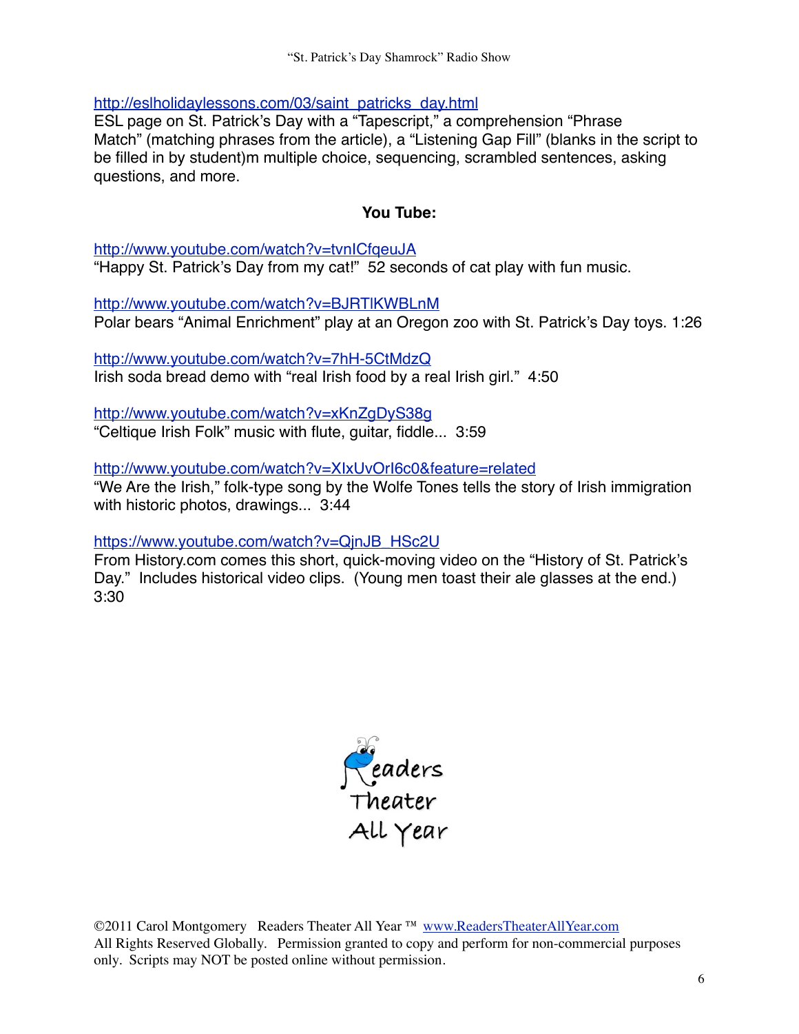http://eslholidaylessons.com/03/saint_patricks_day.html
ESL page on St. Patrick's Day with a "Tapescript," a comprehension "Phrase Match" (matching phrases from the article), a "Listening Gap Fill" (blanks in the script to be filled in by student)m multiple choice, sequencing, scrambled sentences, asking questions, and more.

**You Tube:**

http://www.youtube.com/watch?v=tvnICfqeuJA
"Happy St. Patrick's Day from my cat!" 52 seconds of cat play with fun music.

http://www.youtube.com/watch?v=BJRTlKWBLnM
Polar bears "Animal Enrichment" play at an Oregon zoo with St. Patrick's Day toys. 1:26

http://www.youtube.com/watch?v=7hH-5CtMdzQ
Irish soda bread demo with "real Irish food by a real Irish girl." 4:50

http://www.youtube.com/watch?v=xKnZgDyS38g
"Celtique Irish Folk" music with flute, guitar, fiddle... 3:59

http://www.youtube.com/watch?v=XIxUvOrI6c0&feature=related
"We Are the Irish," folk-type song by the Wolfe Tones tells the story of Irish immigration with historic photos, drawings... 3:44

https://www.youtube.com/watch?v=QjnJB_HSc2U
From History.com comes this short, quick-moving video on the "History of St. Patrick's Day." Includes historical video clips. (Young men toast their ale glasses at the end.) 3:30

Readers Theater All Year

©2011 Carol Montgomery Readers Theater All Year ™ www.ReadersTheaterAllYear.com
All Rights Reserved Globally. Permission granted to copy and perform for non-commercial purposes only. Scripts may NOT be posted online without permission.